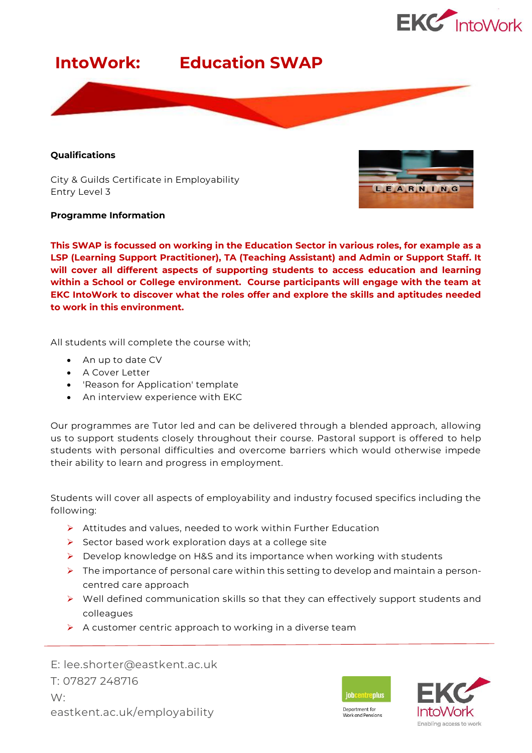# IntoWork: Education SWAP

**Qualifications**

City & Guilds Certificate in Employability
Entry Level 3

**Programme Information**

**This SWAP is focussed on working in the Education Sector in various roles, for example as a LSP (Learning Support Practitioner), TA (Teaching Assistant) and Admin or Support Staff. It will cover all different aspects of supporting students to access education and learning within a School or College environment. Course participants will engage with the team at EKC IntoWork to discover what the roles offer and explore the skills and aptitudes needed to work in this environment.**

All students will complete the course with;

- An up to date CV
- A Cover Letter
- 'Reason for Application' template
- An interview experience with EKC

Our programmes are Tutor led and can be delivered through a blended approach, allowing us to support students closely throughout their course. Pastoral support is offered to help students with personal difficulties and overcome barriers which would otherwise impede their ability to learn and progress in employment.

Students will cover all aspects of employability and industry focused specifics including the following:

- Attitudes and values, needed to work within Further Education
- Sector based work exploration days at a college site
- Develop knowledge on H&S and its importance when working with students
- The importance of personal care within this setting to develop and maintain a person-centred care approach
- Well defined communication skills so that they can effectively support students and colleagues
- A customer centric approach to working in a diverse team

---

E: lee.shorter@eastkent.ac.uk
T: 07827 248716
W: eastkent.ac.uk/employability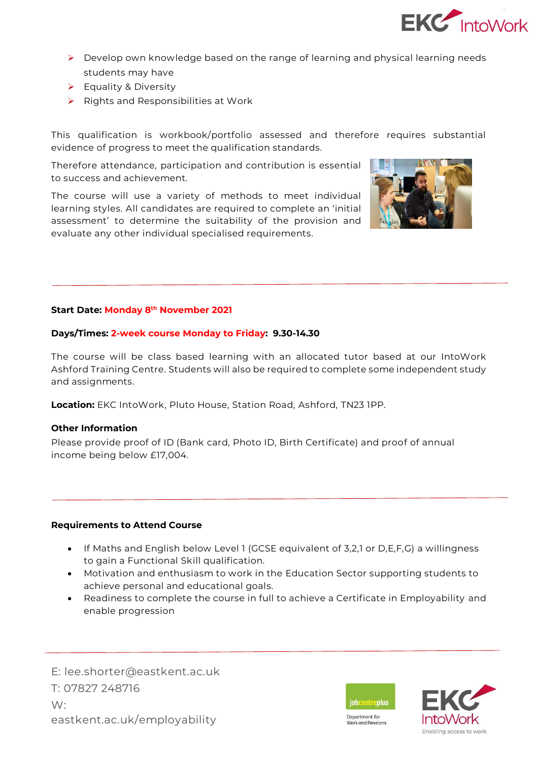- Develop own knowledge based on the range of learning and physical learning needs students may have
- Equality & Diversity
- Rights and Responsibilities at Work

This qualification is workbook/portfolio assessed and therefore requires substantial evidence of progress to meet the qualification standards.

Therefore attendance, participation and contribution is essential to success and achievement.

The course will use a variety of methods to meet individual learning styles. All candidates are required to complete an 'initial assessment' to determine the suitability of the provision and evaluate any other individual specialised requirements.

---

**Start Date: Monday 8th November 2021**

**Days/Times: 2-week course Monday to Friday: 9.30-14.30**

The course will be class based learning with an allocated tutor based at our IntoWork Ashford Training Centre. Students will also be required to complete some independent study and assignments.

**Location:** EKC IntoWork, Pluto House, Station Road, Ashford, TN23 1PP.

**Other Information**

Please provide proof of ID (Bank card, Photo ID, Birth Certificate) and proof of annual income being below £17,004.

---

**Requirements to Attend Course**

- If Maths and English below Level 1 (GCSE equivalent of 3,2,1 or D,E,F,G) a willingness to gain a Functional Skill qualification.
- Motivation and enthusiasm to work in the Education Sector supporting students to achieve personal and educational goals.
- Readiness to complete the course in full to achieve a Certificate in Employability and enable progression

---

E: lee.shorter@eastkent.ac.uk
T: 07827 248716
W: eastkent.ac.uk/employability